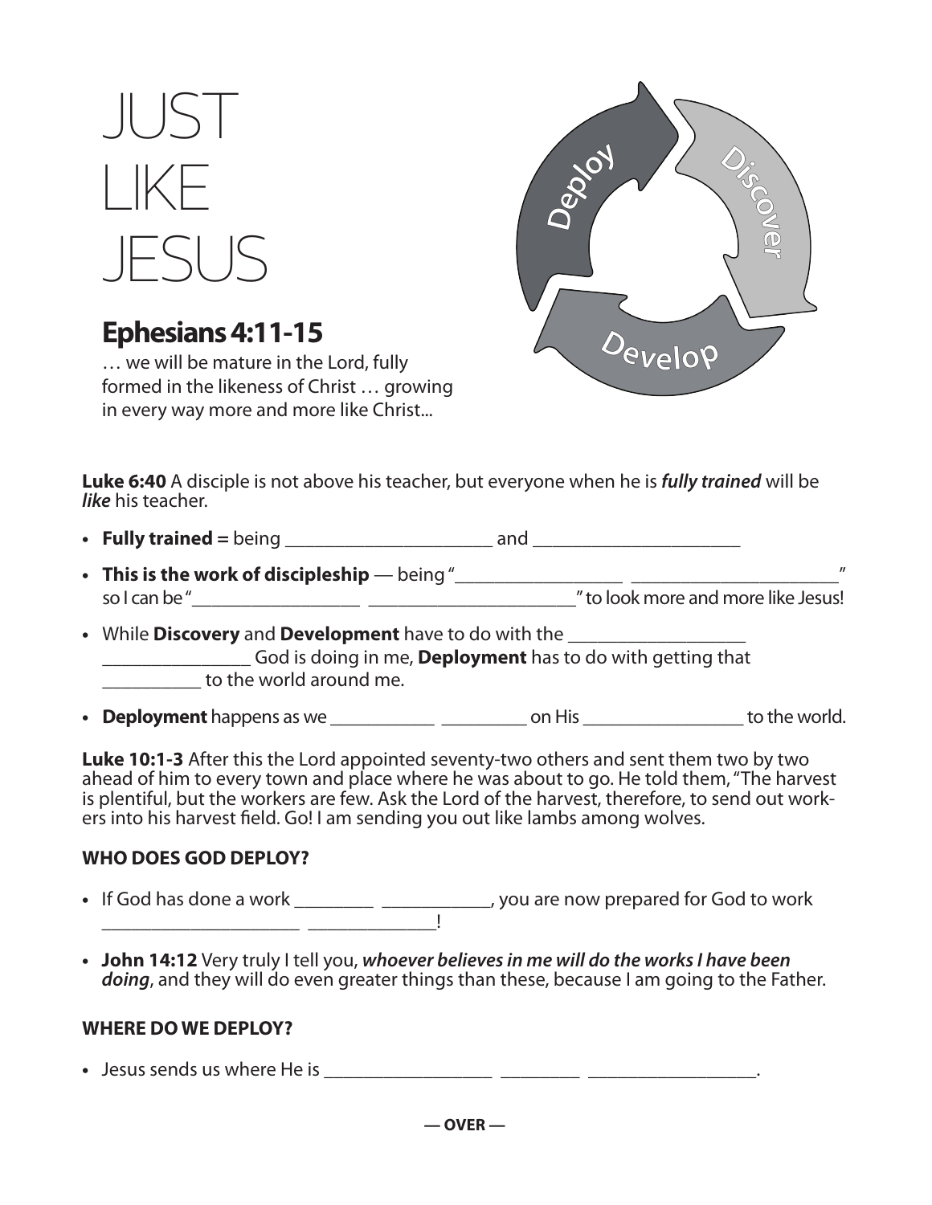# JUST LIKE JESUS

## Ephesians 4:11-15

… we will be mature in the Lord, fully formed in the likeness of Christ … growing in every way more and more like Christ...

Deploy

Discover

Develop

**Luke 6:40** A disciple is not above his teacher, but everyone when he is ***fully trained*** will be ***like*** his teacher.

- **Fully trained =** being ______________________ and ______________________
- **This is the work of discipleship** — being "__________________ ______________________" so I can be "__________________ ______________________" to look more and more like Jesus!
- While **Discovery** and **Development** have to do with the ___________________ ________________ God is doing in me, **Deployment** has to do with getting that ___________ to the world around me.
- **Deployment** happens as we ___________ _________ on His _________________ to the world.

**Luke 10:1-3** After this the Lord appointed seventy-two others and sent them two by two ahead of him to every town and place where he was about to go. He told them, "The harvest is plentiful, but the workers are few. Ask the Lord of the harvest, therefore, to send out workers into his harvest field. Go! I am sending you out like lambs among wolves.

### WHO DOES GOD DEPLOY?

- If God has done a work ________ ___________, you are now prepared for God to work _____________________ ______________!
- **John 14:12** Very truly I tell you, ***whoever believes in me will do the works I have been doing***, and they will do even greater things than these, because I am going to the Father.

### WHERE DO WE DEPLOY?

- Jesus sends us where He is __________________ _________ __________________.

**— OVER —**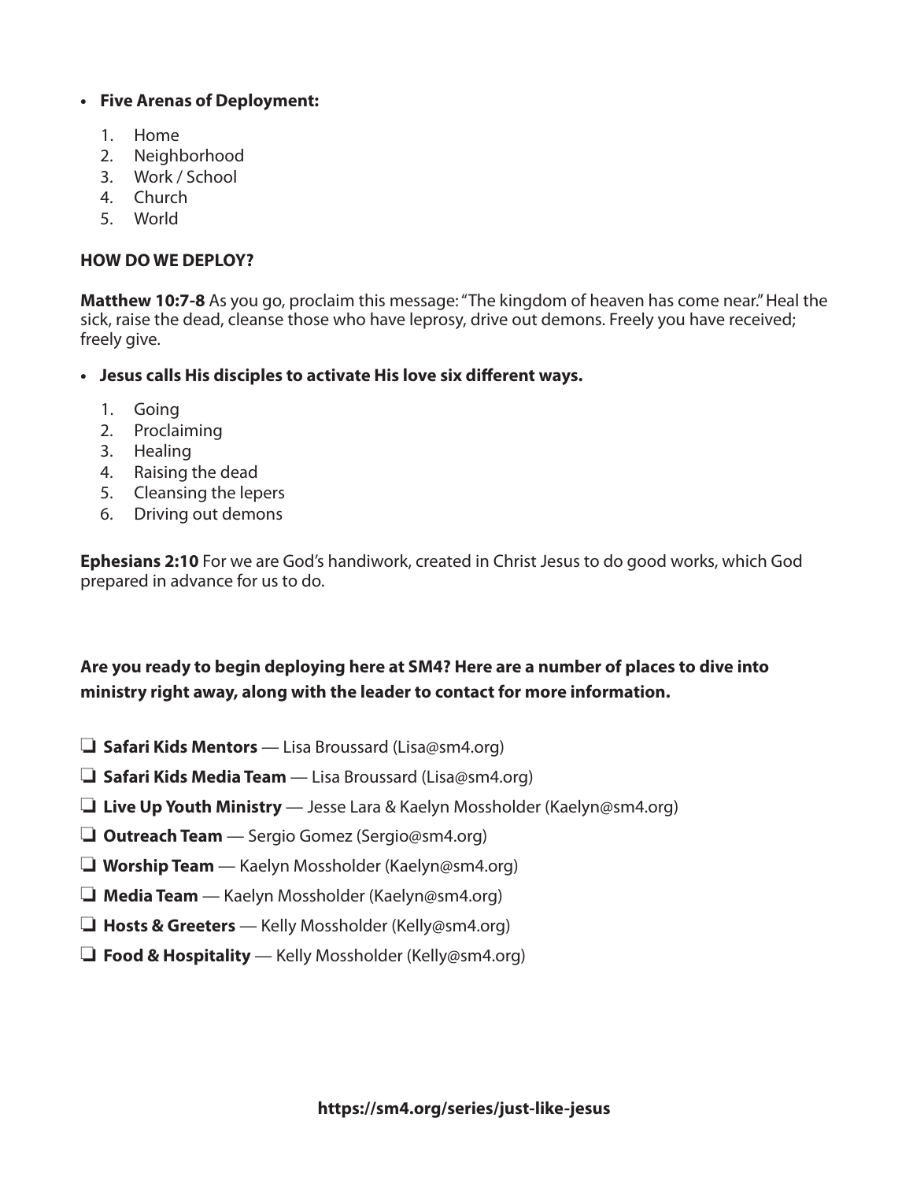- **Five Arenas of Deployment:**
    1. Home
    2. Neighborhood
    3. Work / School
    4. Church
    5. World

**HOW DO WE DEPLOY?**

**Matthew 10:7-8** As you go, proclaim this message: "The kingdom of heaven has come near." Heal the sick, raise the dead, cleanse those who have leprosy, drive out demons. Freely you have received; freely give.

- **Jesus calls His disciples to activate His love six different ways.**
    1. Going
    2. Proclaiming
    3. Healing
    4. Raising the dead
    5. Cleansing the lepers
    6. Driving out demons

**Ephesians 2:10** For we are God's handiwork, created in Christ Jesus to do good works, which God prepared in advance for us to do.

**Are you ready to begin deploying here at SM4? Here are a number of places to dive into ministry right away, along with the leader to contact for more information.**

- ❑ **Safari Kids Mentors** — Lisa Broussard (Lisa@sm4.org)
- ❑ **Safari Kids Media Team** — Lisa Broussard (Lisa@sm4.org)
- ❑ **Live Up Youth Ministry** — Jesse Lara & Kaelyn Mossholder (Kaelyn@sm4.org)
- ❑ **Outreach Team** — Sergio Gomez (Sergio@sm4.org)
- ❑ **Worship Team** — Kaelyn Mossholder (Kaelyn@sm4.org)
- ❑ **Media Team** — Kaelyn Mossholder (Kaelyn@sm4.org)
- ❑ **Hosts & Greeters** — Kelly Mossholder (Kelly@sm4.org)
- ❑ **Food & Hospitality** — Kelly Mossholder (Kelly@sm4.org)

**https://sm4.org/series/just-like-jesus**